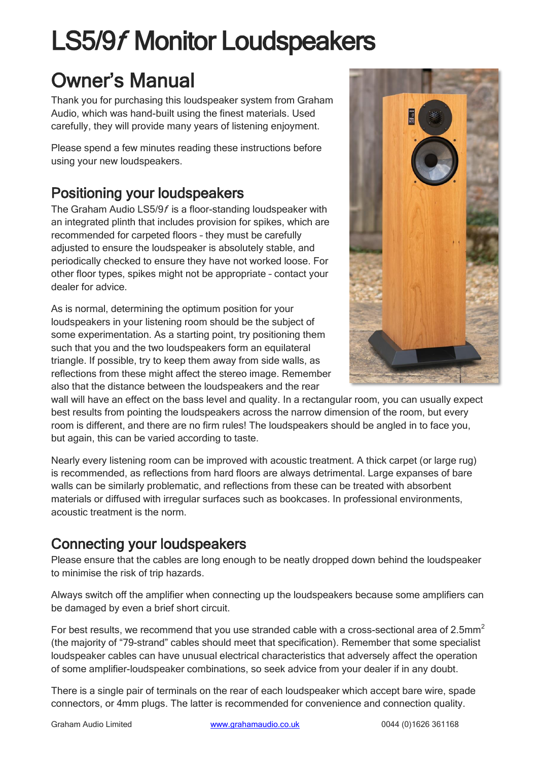# LS5/9*f* Monitor Loudspeakers

## Owner's Manual

Thank you for purchasing this loudspeaker system from Graham Audio, which was hand-built using the finest materials. Used carefully, they will provide many years of listening enjoyment.

Please spend a few minutes reading these instructions before using your new loudspeakers.

## Positioning your loudspeakers

The Graham Audio LS5/9*f* is a floor-standing loudspeaker with an integrated plinth that includes provision for spikes, which are recommended for carpeted floors – they must be carefully adjusted to ensure the loudspeaker is absolutely stable, and periodically checked to ensure they have not worked loose. For other floor types, spikes might not be appropriate – contact your dealer for advice.

As is normal, determining the optimum position for your loudspeakers in your listening room should be the subject of some experimentation. As a starting point, try positioning them such that you and the two loudspeakers form an equilateral triangle. If possible, try to keep them away from side walls, as reflections from these might affect the stereo image. Remember also that the distance between the loudspeakers and the rear wall will have an effect on the bass level and quality. In a rectangular room, you can usually expect best results from pointing the loudspeakers across the narrow dimension of the room, but every room is different, and there are no firm rules! The loudspeakers should be angled in to face you, but again, this can be varied according to taste.

Nearly every listening room can be improved with acoustic treatment. A thick carpet (or large rug) is recommended, as reflections from hard floors are always detrimental. Large expanses of bare walls can be similarly problematic, and reflections from these can be treated with absorbent materials or diffused with irregular surfaces such as bookcases. In professional environments, acoustic treatment is the norm.

## Connecting your loudspeakers

Please ensure that the cables are long enough to be neatly dropped down behind the loudspeaker to minimise the risk of trip hazards.

Always switch off the amplifier when connecting up the loudspeakers because some amplifiers can be damaged by even a brief short circuit.

For best results, we recommend that you use stranded cable with a cross-sectional area of 2.5mm$^2$ (the majority of "79-strand" cables should meet that specification). Remember that some specialist loudspeaker cables can have unusual electrical characteristics that adversely affect the operation of some amplifier-loudspeaker combinations, so seek advice from your dealer if in any doubt.

There is a single pair of terminals on the rear of each loudspeaker which accept bare wire, spade connectors, or 4mm plugs. The latter is recommended for convenience and connection quality.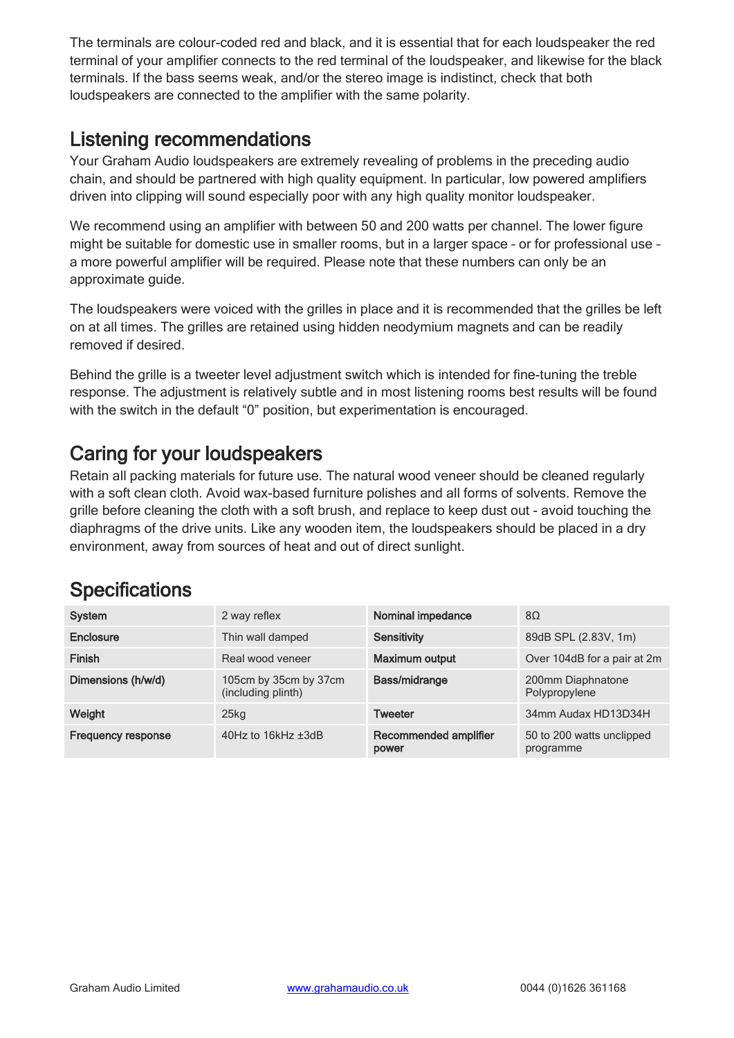The terminals are colour-coded red and black, and it is essential that for each loudspeaker the red terminal of your amplifier connects to the red terminal of the loudspeaker, and likewise for the black terminals. If the bass seems weak, and/or the stereo image is indistinct, check that both loudspeakers are connected to the amplifier with the same polarity.

## Listening recommendations

Your Graham Audio loudspeakers are extremely revealing of problems in the preceding audio chain, and should be partnered with high quality equipment. In particular, low powered amplifiers driven into clipping will sound especially poor with any high quality monitor loudspeaker.

We recommend using an amplifier with between 50 and 200 watts per channel. The lower figure might be suitable for domestic use in smaller rooms, but in a larger space – or for professional use – a more powerful amplifier will be required. Please note that these numbers can only be an approximate guide.

The loudspeakers were voiced with the grilles in place and it is recommended that the grilles be left on at all times. The grilles are retained using hidden neodymium magnets and can be readily removed if desired.

Behind the grille is a tweeter level adjustment switch which is intended for fine-tuning the treble response. The adjustment is relatively subtle and in most listening rooms best results will be found with the switch in the default "0" position, but experimentation is encouraged.

## Caring for your loudspeakers

Retain all packing materials for future use. The natural wood veneer should be cleaned regularly with a soft clean cloth. Avoid wax-based furniture polishes and all forms of solvents. Remove the grille before cleaning the cloth with a soft brush, and replace to keep dust out - avoid touching the diaphragms of the drive units. Like any wooden item, the loudspeakers should be placed in a dry environment, away from sources of heat and out of direct sunlight.

## Specifications

| | | | |
|---|---|---|---|
| **System** | 2 way reflex | **Nominal impedance** | 8Ω |
| **Enclosure** | Thin wall damped | **Sensitivity** | 89dB SPL (2.83V, 1m) |
| **Finish** | Real wood veneer | **Maximum output** | Over 104dB for a pair at 2m |
| **Dimensions (h/w/d)** | 105cm by 35cm by 37cm (including plinth) | **Bass/midrange** | 200mm Diaphnatone Polypropylene |
| **Weight** | 25kg | **Tweeter** | 34mm Audax HD13D34H |
| **Frequency response** | 40Hz to 16kHz ±3dB | **Recommended amplifier power** | 50 to 200 watts unclipped programme |

Graham Audio Limited www.grahamaudio.co.uk 0044 (0)1626 361168